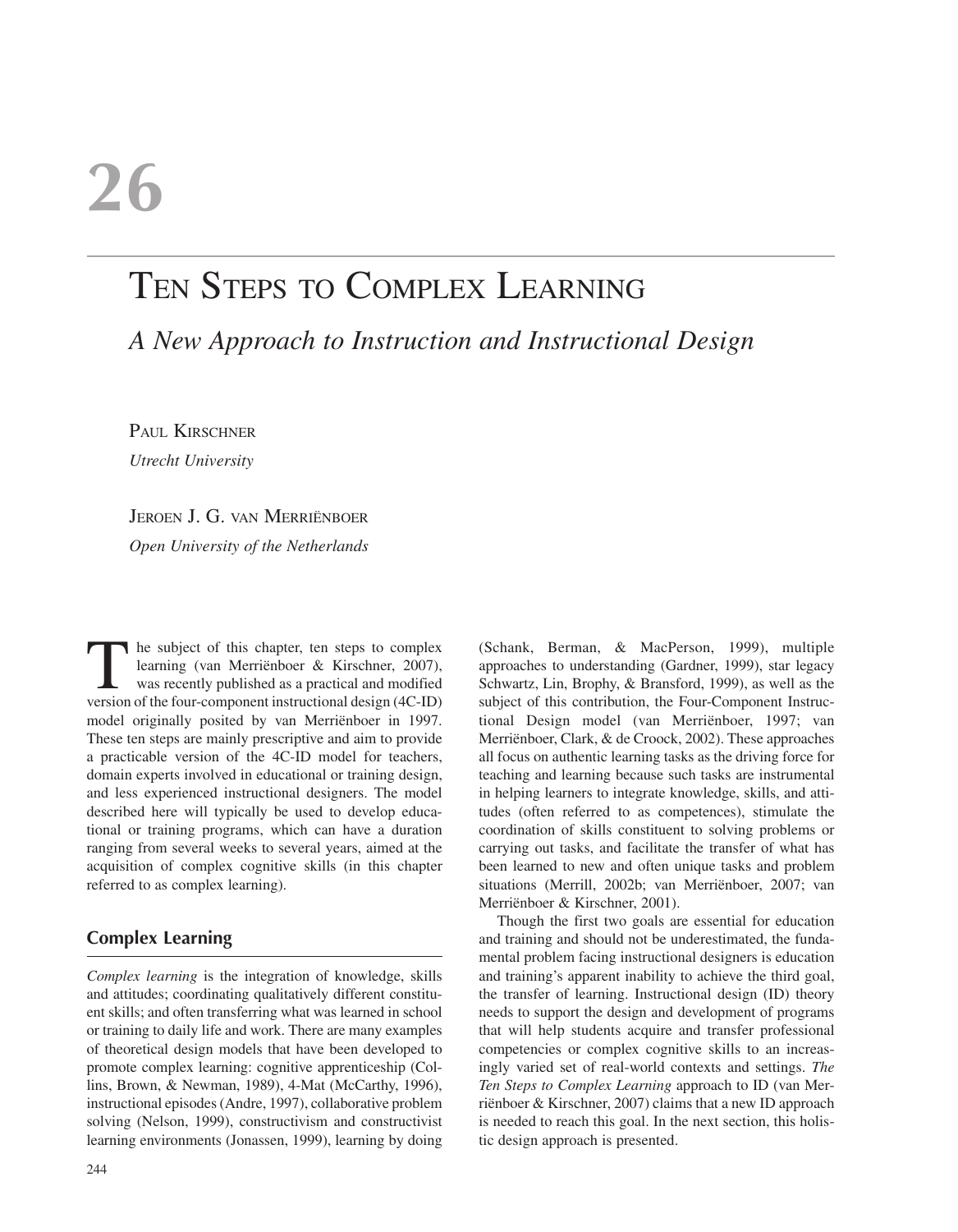# 26

# Ten Steps to Complex Learning

## *A New Approach to Instruction and Instructional Design*

Paul Kirschner
*Utrecht University*

Jeroen J. G. van Merriënboer
*Open University of the Netherlands*

The subject of this chapter, ten steps to complex learning (van Merriënboer & Kirschner, 2007), was recently published as a practical and modified version of the four-component instructional design (4C-ID) model originally posited by van Merriënboer in 1997. These ten steps are mainly prescriptive and aim to provide a practicable version of the 4C-ID model for teachers, domain experts involved in educational or training design, and less experienced instructional designers. The model described here will typically be used to develop educational or training programs, which can have a duration ranging from several weeks to several years, aimed at the acquisition of complex cognitive skills (in this chapter referred to as complex learning).

## Complex Learning

*Complex learning* is the integration of knowledge, skills and attitudes; coordinating qualitatively different constituent skills; and often transferring what was learned in school or training to daily life and work. There are many examples of theoretical design models that have been developed to promote complex learning: cognitive apprenticeship (Collins, Brown, & Newman, 1989), 4-Mat (McCarthy, 1996), instructional episodes (Andre, 1997), collaborative problem solving (Nelson, 1999), constructivism and constructivist learning environments (Jonassen, 1999), learning by doing (Schank, Berman, & MacPerson, 1999), multiple approaches to understanding (Gardner, 1999), star legacy Schwartz, Lin, Brophy, & Bransford, 1999), as well as the subject of this contribution, the Four-Component Instructional Design model (van Merriënboer, 1997; van Merriënboer, Clark, & de Croock, 2002). These approaches all focus on authentic learning tasks as the driving force for teaching and learning because such tasks are instrumental in helping learners to integrate knowledge, skills, and attitudes (often referred to as competences), stimulate the coordination of skills constituent to solving problems or carrying out tasks, and facilitate the transfer of what has been learned to new and often unique tasks and problem situations (Merrill, 2002b; van Merriënboer, 2007; van Merriënboer & Kirschner, 2001).

Though the first two goals are essential for education and training and should not be underestimated, the fundamental problem facing instructional designers is education and training's apparent inability to achieve the third goal, the transfer of learning. Instructional design (ID) theory needs to support the design and development of programs that will help students acquire and transfer professional competencies or complex cognitive skills to an increasingly varied set of real-world contexts and settings. *The Ten Steps to Complex Learning* approach to ID (van Merriënboer & Kirschner, 2007) claims that a new ID approach is needed to reach this goal. In the next section, this holistic design approach is presented.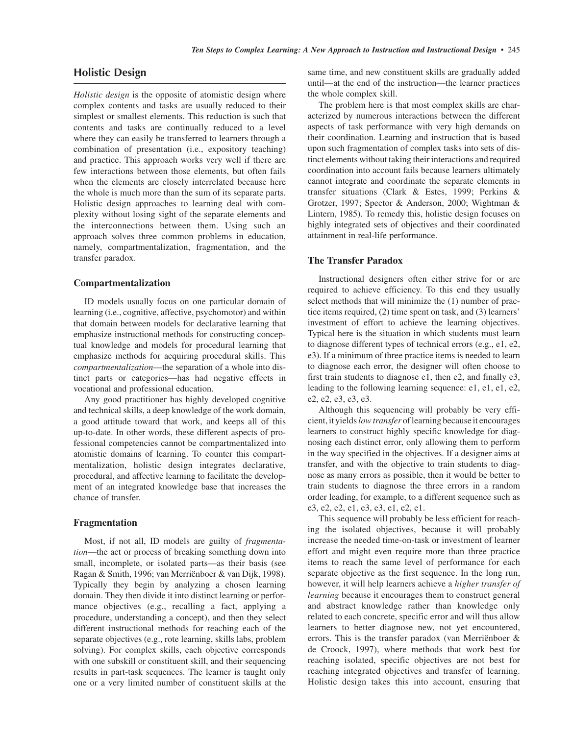## Holistic Design

*Holistic design* is the opposite of atomistic design where complex contents and tasks are usually reduced to their simplest or smallest elements. This reduction is such that contents and tasks are continually reduced to a level where they can easily be transferred to learners through a combination of presentation (i.e., expository teaching) and practice. This approach works very well if there are few interactions between those elements, but often fails when the elements are closely interrelated because here the whole is much more than the sum of its separate parts. Holistic design approaches to learning deal with complexity without losing sight of the separate elements and the interconnections between them. Using such an approach solves three common problems in education, namely, compartmentalization, fragmentation, and the transfer paradox.

### Compartmentalization

ID models usually focus on one particular domain of learning (i.e., cognitive, affective, psychomotor) and within that domain between models for declarative learning that emphasize instructional methods for constructing conceptual knowledge and models for procedural learning that emphasize methods for acquiring procedural skills. This *compartmentalization*—the separation of a whole into distinct parts or categories—has had negative effects in vocational and professional education.

Any good practitioner has highly developed cognitive and technical skills, a deep knowledge of the work domain, a good attitude toward that work, and keeps all of this up-to-date. In other words, these different aspects of professional competencies cannot be compartmentalized into atomistic domains of learning. To counter this compartmentalization, holistic design integrates declarative, procedural, and affective learning to facilitate the development of an integrated knowledge base that increases the chance of transfer.

### Fragmentation

Most, if not all, ID models are guilty of *fragmentation*—the act or process of breaking something down into small, incomplete, or isolated parts—as their basis (see Ragan & Smith, 1996; van Merriënboer & van Dijk, 1998). Typically they begin by analyzing a chosen learning domain. They then divide it into distinct learning or performance objectives (e.g., recalling a fact, applying a procedure, understanding a concept), and then they select different instructional methods for reaching each of the separate objectives (e.g., rote learning, skills labs, problem solving). For complex skills, each objective corresponds with one subskill or constituent skill, and their sequencing results in part-task sequences. The learner is taught only one or a very limited number of constituent skills at the same time, and new constituent skills are gradually added until—at the end of the instruction—the learner practices the whole complex skill.

The problem here is that most complex skills are characterized by numerous interactions between the different aspects of task performance with very high demands on their coordination. Learning and instruction that is based upon such fragmentation of complex tasks into sets of distinct elements without taking their interactions and required coordination into account fails because learners ultimately cannot integrate and coordinate the separate elements in transfer situations (Clark & Estes, 1999; Perkins & Grotzer, 1997; Spector & Anderson, 2000; Wightman & Lintern, 1985). To remedy this, holistic design focuses on highly integrated sets of objectives and their coordinated attainment in real-life performance.

### The Transfer Paradox

Instructional designers often either strive for or are required to achieve efficiency. To this end they usually select methods that will minimize the (1) number of practice items required, (2) time spent on task, and (3) learners' investment of effort to achieve the learning objectives. Typical here is the situation in which students must learn to diagnose different types of technical errors (e.g., e1, e2, e3). If a minimum of three practice items is needed to learn to diagnose each error, the designer will often choose to first train students to diagnose e1, then e2, and finally e3, leading to the following learning sequence: e1, e1, e1, e2, e2, e2, e3, e3, e3.

Although this sequencing will probably be very efficient, it yields *low transfer* of learning because it encourages learners to construct highly specific knowledge for diagnosing each distinct error, only allowing them to perform in the way specified in the objectives. If a designer aims at transfer, and with the objective to train students to diagnose as many errors as possible, then it would be better to train students to diagnose the three errors in a random order leading, for example, to a different sequence such as e3, e2, e2, e1, e3, e3, e1, e2, e1.

This sequence will probably be less efficient for reaching the isolated objectives, because it will probably increase the needed time-on-task or investment of learner effort and might even require more than three practice items to reach the same level of performance for each separate objective as the first sequence. In the long run, however, it will help learners achieve a *higher transfer of learning* because it encourages them to construct general and abstract knowledge rather than knowledge only related to each concrete, specific error and will thus allow learners to better diagnose new, not yet encountered, errors. This is the transfer paradox (van Merriënboer & de Croock, 1997), where methods that work best for reaching isolated, specific objectives are not best for reaching integrated objectives and transfer of learning. Holistic design takes this into account, ensuring that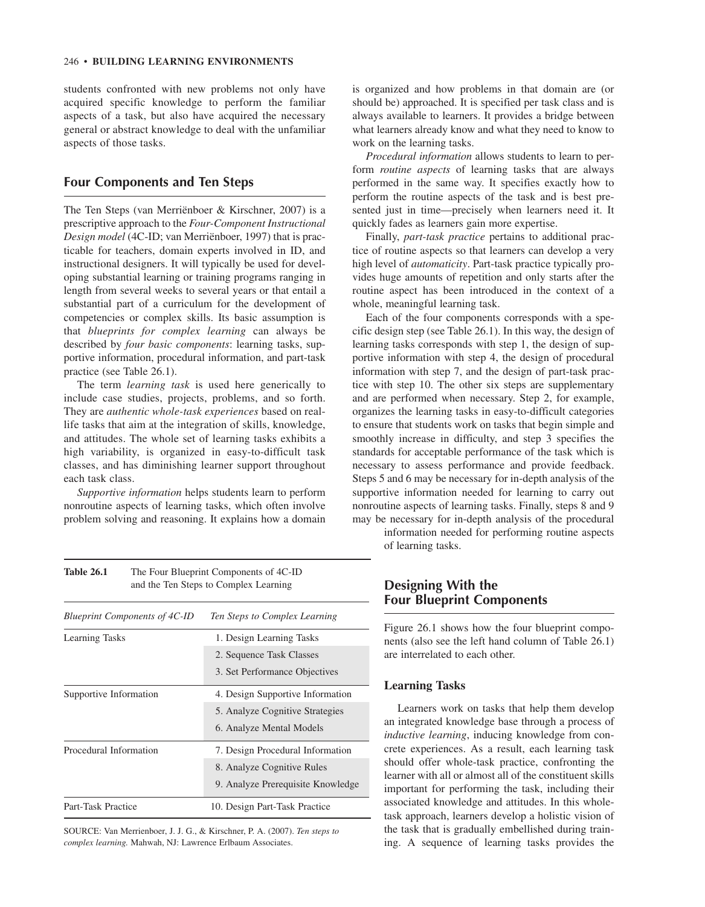students confronted with new problems not only have acquired specific knowledge to perform the familiar aspects of a task, but also have acquired the necessary general or abstract knowledge to deal with the unfamiliar aspects of those tasks.

## Four Components and Ten Steps

The Ten Steps (van Merriënboer & Kirschner, 2007) is a prescriptive approach to the *Four-Component Instructional Design model* (4C-ID; van Merriënboer, 1997) that is practicable for teachers, domain experts involved in ID, and instructional designers. It will typically be used for developing substantial learning or training programs ranging in length from several weeks to several years or that entail a substantial part of a curriculum for the development of competencies or complex skills. Its basic assumption is that *blueprints for complex learning* can always be described by *four basic components*: learning tasks, supportive information, procedural information, and part-task practice (see Table 26.1).

The term *learning task* is used here generically to include case studies, projects, problems, and so forth. They are *authentic whole-task experiences* based on real-life tasks that aim at the integration of skills, knowledge, and attitudes. The whole set of learning tasks exhibits a high variability, is organized in easy-to-difficult task classes, and has diminishing learner support throughout each task class.

*Supportive information* helps students learn to perform nonroutine aspects of learning tasks, which often involve problem solving and reasoning. It explains how a domain is organized and how problems in that domain are (or should be) approached. It is specified per task class and is always available to learners. It provides a bridge between what learners already know and what they need to know to work on the learning tasks.

*Procedural information* allows students to learn to perform *routine aspects* of learning tasks that are always performed in the same way. It specifies exactly how to perform the routine aspects of the task and is best presented just in time—precisely when learners need it. It quickly fades as learners gain more expertise.

Finally, *part-task practice* pertains to additional practice of routine aspects so that learners can develop a very high level of *automaticity*. Part-task practice typically provides huge amounts of repetition and only starts after the routine aspect has been introduced in the context of a whole, meaningful learning task.

Each of the four components corresponds with a specific design step (see Table 26.1). In this way, the design of learning tasks corresponds with step 1, the design of supportive information with step 4, the design of procedural information with step 7, and the design of part-task practice with step 10. The other six steps are supplementary and are performed when necessary. Step 2, for example, organizes the learning tasks in easy-to-difficult categories to ensure that students work on tasks that begin simple and smoothly increase in difficulty, and step 3 specifies the standards for acceptable performance of the task which is necessary to assess performance and provide feedback. Steps 5 and 6 may be necessary for in-depth analysis of the supportive information needed for learning to carry out nonroutine aspects of learning tasks. Finally, steps 8 and 9 may be necessary for in-depth analysis of the procedural information needed for performing routine aspects of learning tasks.

**Table 26.1** The Four Blueprint Components of 4C-ID and the Ten Steps to Complex Learning

| *Blueprint Components of 4C-ID* | *Ten Steps to Complex Learning* |
|---|---|
| Learning Tasks | 1. Design Learning Tasks |
| | 2. Sequence Task Classes |
| | 3. Set Performance Objectives |
| Supportive Information | 4. Design Supportive Information |
| | 5. Analyze Cognitive Strategies |
| | 6. Analyze Mental Models |
| Procedural Information | 7. Design Procedural Information |
| | 8. Analyze Cognitive Rules |
| | 9. Analyze Prerequisite Knowledge |
| Part-Task Practice | 10. Design Part-Task Practice |

SOURCE: Van Merrienboer, J. J. G., & Kirschner, P. A. (2007). *Ten steps to complex learning.* Mahwah, NJ: Lawrence Erlbaum Associates.

## Designing With the Four Blueprint Components

Figure 26.1 shows how the four blueprint components (also see the left hand column of Table 26.1) are interrelated to each other.

### Learning Tasks

Learners work on tasks that help them develop an integrated knowledge base through a process of *inductive learning*, inducing knowledge from concrete experiences. As a result, each learning task should offer whole-task practice, confronting the learner with all or almost all of the constituent skills important for performing the task, including their associated knowledge and attitudes. In this whole-task approach, learners develop a holistic vision of the task that is gradually embellished during training. A sequence of learning tasks provides the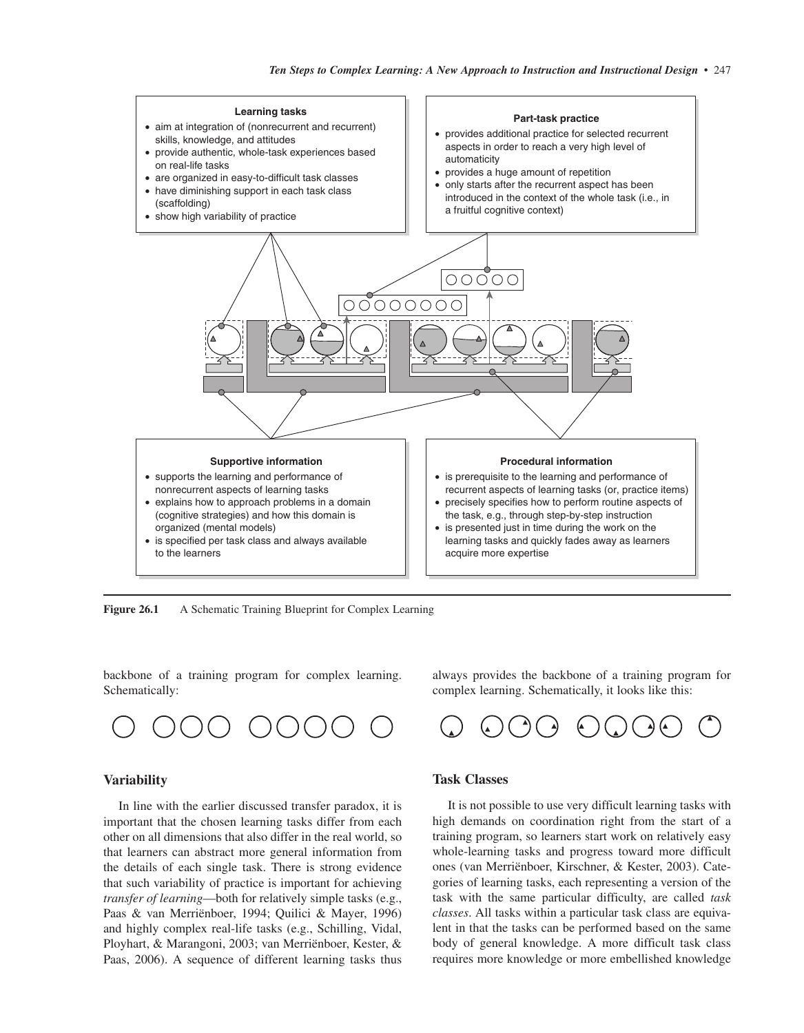**Learning tasks**

- aim at integration of (nonrecurrent and recurrent) skills, knowledge, and attitudes
- provide authentic, whole-task experiences based on real-life tasks
- are organized in easy-to-difficult task classes
- have diminishing support in each task class (scaffolding)
- show high variability of practice

**Part-task practice**

- provides additional practice for selected recurrent aspects in order to reach a very high level of automaticity
- provides a huge amount of repetition
- only starts after the recurrent aspect has been introduced in the context of the whole task (i.e., in a fruitful cognitive context)

**Supportive information**

- supports the learning and performance of nonrecurrent aspects of learning tasks
- explains how to approach problems in a domain (cognitive strategies) and how this domain is organized (mental models)
- is specified per task class and always available to the learners

**Procedural information**

- is prerequisite to the learning and performance of recurrent aspects of learning tasks (or, practice items)
- precisely specifies how to perform routine aspects of the task, e.g., through step-by-step instruction
- is presented just in time during the work on the learning tasks and quickly fades away as learners acquire more expertise

**Figure 26.1** A Schematic Training Blueprint for Complex Learning

backbone of a training program for complex learning. Schematically:

In line with the earlier discussed transfer paradox, it is important that the chosen learning tasks differ from each other on all dimensions that also differ in the real world, so that learners can abstract more general information from the details of each single task. There is strong evidence that such variability of practice is important for achieving *transfer of learning*—both for relatively simple tasks (e.g., Paas & van Merriënboer, 1994; Quilici & Mayer, 1996) and highly complex real-life tasks (e.g., Schilling, Vidal, Ployhart, & Marangoni, 2003; van Merriënboer, Kester, & Paas, 2006). A sequence of different learning tasks thus always provides the backbone of a training program for complex learning. Schematically, it looks like this:

### Variability

### Task Classes

It is not possible to use very difficult learning tasks with high demands on coordination right from the start of a training program, so learners start work on relatively easy whole-learning tasks and progress toward more difficult ones (van Merriënboer, Kirschner, & Kester, 2003). Categories of learning tasks, each representing a version of the task with the same particular difficulty, are called *task classes*. All tasks within a particular task class are equivalent in that the tasks can be performed based on the same body of general knowledge. A more difficult task class requires more knowledge or more embellished knowledge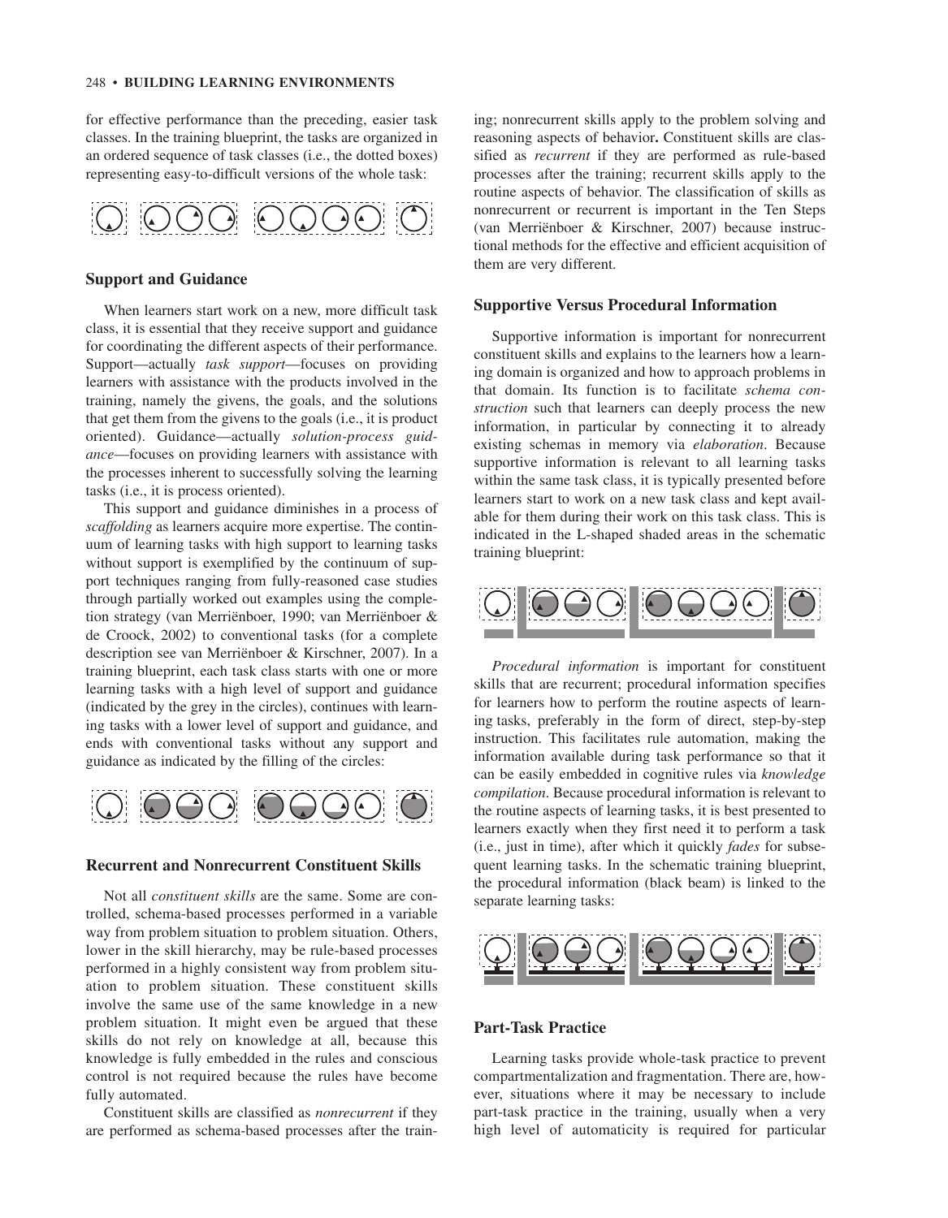for effective performance than the preceding, easier task classes. In the training blueprint, the tasks are organized in an ordered sequence of task classes (i.e., the dotted boxes) representing easy-to-difficult versions of the whole task:

### Support and Guidance

When learners start work on a new, more difficult task class, it is essential that they receive support and guidance for coordinating the different aspects of their performance. Support—actually *task support*—focuses on providing learners with assistance with the products involved in the training, namely the givens, the goals, and the solutions that get them from the givens to the goals (i.e., it is product oriented). Guidance—actually *solution-process guidance*—focuses on providing learners with assistance with the processes inherent to successfully solving the learning tasks (i.e., it is process oriented).

This support and guidance diminishes in a process of *scaffolding* as learners acquire more expertise. The continuum of learning tasks with high support to learning tasks without support is exemplified by the continuum of support techniques ranging from fully-reasoned case studies through partially worked out examples using the completion strategy (van Merriënboer, 1990; van Merriënboer & de Croock, 2002) to conventional tasks (for a complete description see van Merriënboer & Kirschner, 2007). In a training blueprint, each task class starts with one or more learning tasks with a high level of support and guidance (indicated by the grey in the circles), continues with learning tasks with a lower level of support and guidance, and ends with conventional tasks without any support and guidance as indicated by the filling of the circles:

### Recurrent and Nonrecurrent Constituent Skills

Not all *constituent skills* are the same. Some are controlled, schema-based processes performed in a variable way from problem situation to problem situation. Others, lower in the skill hierarchy, may be rule-based processes performed in a highly consistent way from problem situation to problem situation. These constituent skills involve the same use of the same knowledge in a new problem situation. It might even be argued that these skills do not rely on knowledge at all, because this knowledge is fully embedded in the rules and conscious control is not required because the rules have become fully automated.

Constituent skills are classified as *nonrecurrent* if they are performed as schema-based processes after the training; nonrecurrent skills apply to the problem solving and reasoning aspects of behavior**.** Constituent skills are classified as *recurrent* if they are performed as rule-based processes after the training; recurrent skills apply to the routine aspects of behavior. The classification of skills as nonrecurrent or recurrent is important in the Ten Steps (van Merriënboer & Kirschner, 2007) because instructional methods for the effective and efficient acquisition of them are very different.

### Supportive Versus Procedural Information

Supportive information is important for nonrecurrent constituent skills and explains to the learners how a learning domain is organized and how to approach problems in that domain. Its function is to facilitate *schema construction* such that learners can deeply process the new information, in particular by connecting it to already existing schemas in memory via *elaboration*. Because supportive information is relevant to all learning tasks within the same task class, it is typically presented before learners start to work on a new task class and kept available for them during their work on this task class. This is indicated in the L-shaped shaded areas in the schematic training blueprint:

*Procedural information* is important for constituent skills that are recurrent; procedural information specifies for learners how to perform the routine aspects of learning tasks, preferably in the form of direct, step-by-step instruction. This facilitates rule automation, making the information available during task performance so that it can be easily embedded in cognitive rules via *knowledge compilation*. Because procedural information is relevant to the routine aspects of learning tasks, it is best presented to learners exactly when they first need it to perform a task (i.e., just in time), after which it quickly *fades* for subsequent learning tasks. In the schematic training blueprint, the procedural information (black beam) is linked to the separate learning tasks:

### Part-Task Practice

Learning tasks provide whole-task practice to prevent compartmentalization and fragmentation. There are, however, situations where it may be necessary to include part-task practice in the training, usually when a very high level of automaticity is required for particular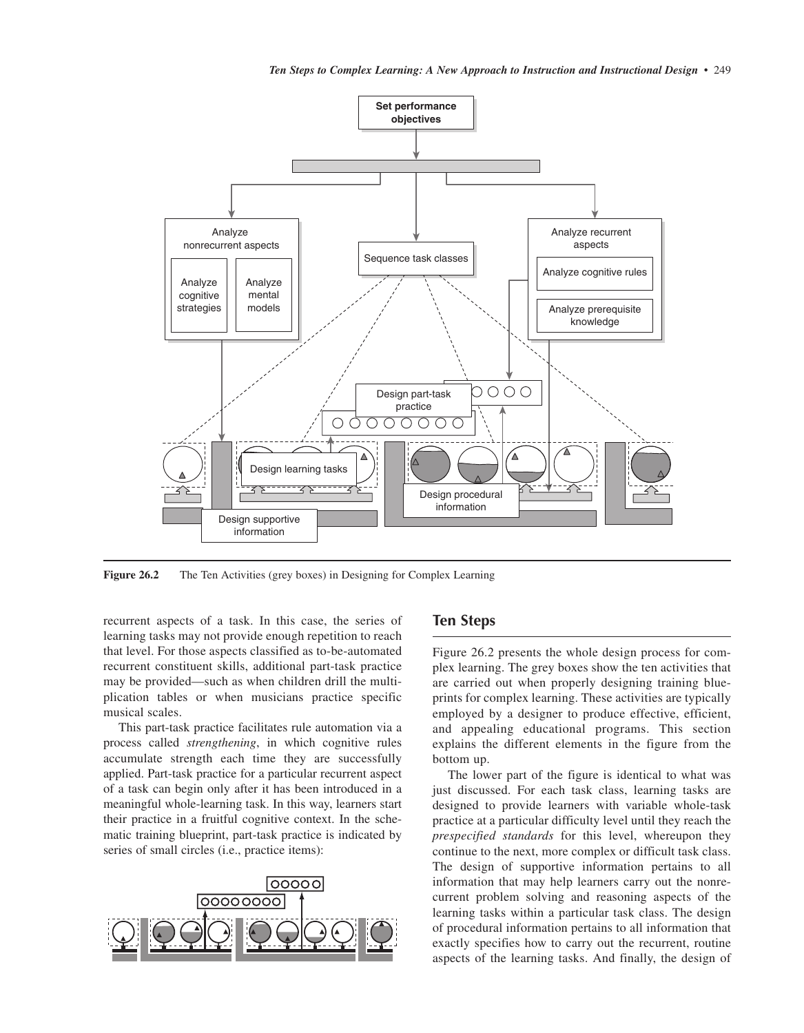Figure 26.2 The Ten Activities (grey boxes) in Designing for Complex Learning

recurrent aspects of a task. In this case, the series of learning tasks may not provide enough repetition to reach that level. For those aspects classified as to-be-automated recurrent constituent skills, additional part-task practice may be provided—such as when children drill the multiplication tables or when musicians practice specific musical scales.

This part-task practice facilitates rule automation via a process called *strengthening*, in which cognitive rules accumulate strength each time they are successfully applied. Part-task practice for a particular recurrent aspect of a task can begin only after it has been introduced in a meaningful whole-learning task. In this way, learners start their practice in a fruitful cognitive context. In the schematic training blueprint, part-task practice is indicated by series of small circles (i.e., practice items):

## Ten Steps

Figure 26.2 presents the whole design process for complex learning. The grey boxes show the ten activities that are carried out when properly designing training blueprints for complex learning. These activities are typically employed by a designer to produce effective, efficient, and appealing educational programs. This section explains the different elements in the figure from the bottom up.

The lower part of the figure is identical to what was just discussed. For each task class, learning tasks are designed to provide learners with variable whole-task practice at a particular difficulty level until they reach the *prespecified standards* for this level, whereupon they continue to the next, more complex or difficult task class. The design of supportive information pertains to all information that may help learners carry out the nonrecurrent problem solving and reasoning aspects of the learning tasks within a particular task class. The design of procedural information pertains to all information that exactly specifies how to carry out the recurrent, routine aspects of the learning tasks. And finally, the design of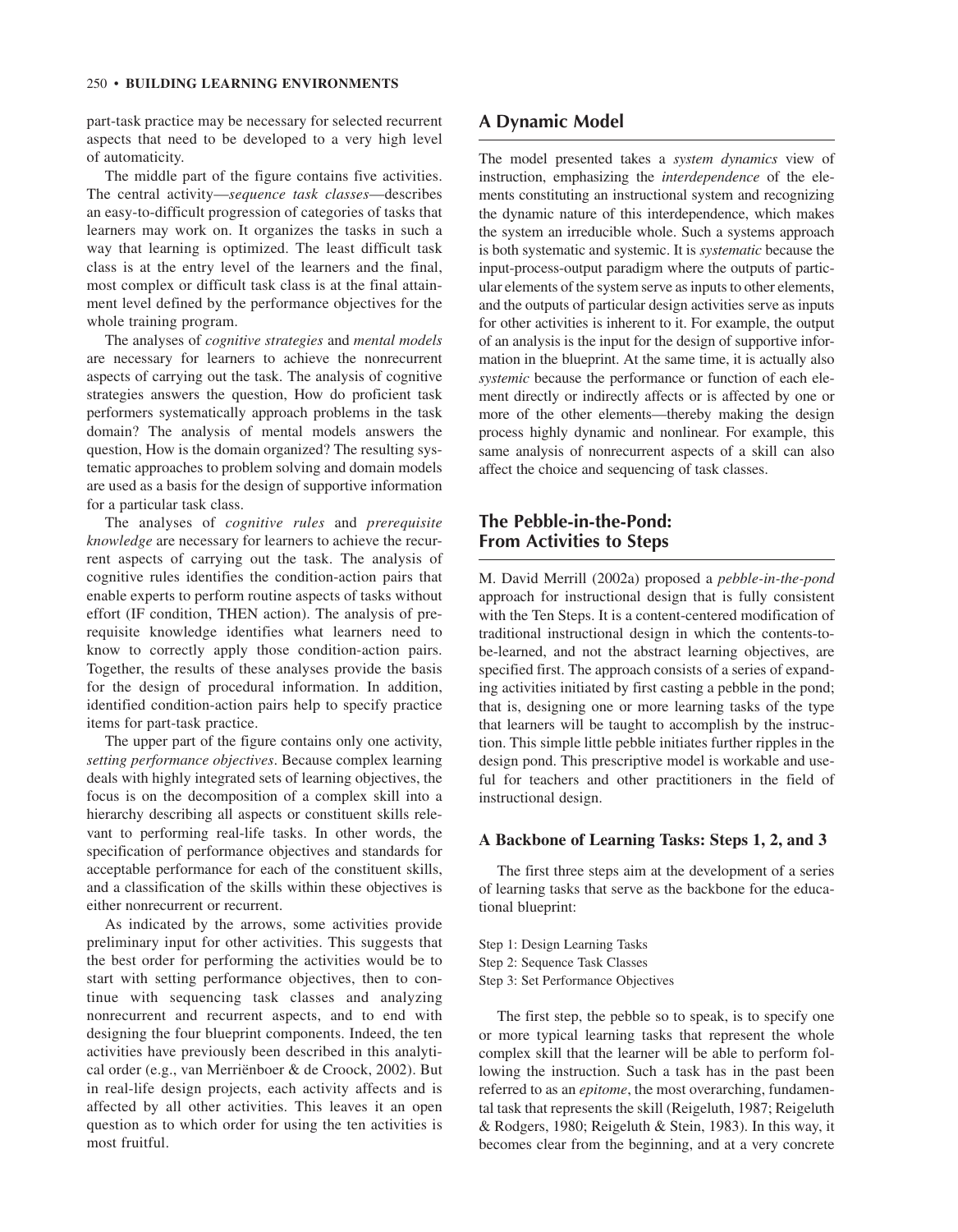part-task practice may be necessary for selected recurrent aspects that need to be developed to a very high level of automaticity.

The middle part of the figure contains five activities. The central activity—*sequence task classes*—describes an easy-to-difficult progression of categories of tasks that learners may work on. It organizes the tasks in such a way that learning is optimized. The least difficult task class is at the entry level of the learners and the final, most complex or difficult task class is at the final attainment level defined by the performance objectives for the whole training program.

The analyses of *cognitive strategies* and *mental models* are necessary for learners to achieve the nonrecurrent aspects of carrying out the task. The analysis of cognitive strategies answers the question, How do proficient task performers systematically approach problems in the task domain? The analysis of mental models answers the question, How is the domain organized? The resulting systematic approaches to problem solving and domain models are used as a basis for the design of supportive information for a particular task class.

The analyses of *cognitive rules* and *prerequisite knowledge* are necessary for learners to achieve the recurrent aspects of carrying out the task. The analysis of cognitive rules identifies the condition-action pairs that enable experts to perform routine aspects of tasks without effort (IF condition, THEN action). The analysis of prerequisite knowledge identifies what learners need to know to correctly apply those condition-action pairs. Together, the results of these analyses provide the basis for the design of procedural information. In addition, identified condition-action pairs help to specify practice items for part-task practice.

The upper part of the figure contains only one activity, *setting performance objectives*. Because complex learning deals with highly integrated sets of learning objectives, the focus is on the decomposition of a complex skill into a hierarchy describing all aspects or constituent skills relevant to performing real-life tasks. In other words, the specification of performance objectives and standards for acceptable performance for each of the constituent skills, and a classification of the skills within these objectives is either nonrecurrent or recurrent.

As indicated by the arrows, some activities provide preliminary input for other activities. This suggests that the best order for performing the activities would be to start with setting performance objectives, then to continue with sequencing task classes and analyzing nonrecurrent and recurrent aspects, and to end with designing the four blueprint components. Indeed, the ten activities have previously been described in this analytical order (e.g., van Merriënboer & de Croock, 2002). But in real-life design projects, each activity affects and is affected by all other activities. This leaves it an open question as to which order for using the ten activities is most fruitful.

## A Dynamic Model

The model presented takes a *system dynamics* view of instruction, emphasizing the *interdependence* of the elements constituting an instructional system and recognizing the dynamic nature of this interdependence, which makes the system an irreducible whole. Such a systems approach is both systematic and systemic. It is *systematic* because the input-process-output paradigm where the outputs of particular elements of the system serve as inputs to other elements, and the outputs of particular design activities serve as inputs for other activities is inherent to it. For example, the output of an analysis is the input for the design of supportive information in the blueprint. At the same time, it is actually also *systemic* because the performance or function of each element directly or indirectly affects or is affected by one or more of the other elements—thereby making the design process highly dynamic and nonlinear. For example, this same analysis of nonrecurrent aspects of a skill can also affect the choice and sequencing of task classes.

## The Pebble-in-the-Pond: From Activities to Steps

M. David Merrill (2002a) proposed a *pebble-in-the-pond* approach for instructional design that is fully consistent with the Ten Steps. It is a content-centered modification of traditional instructional design in which the contents-to-be-learned, and not the abstract learning objectives, are specified first. The approach consists of a series of expanding activities initiated by first casting a pebble in the pond; that is, designing one or more learning tasks of the type that learners will be taught to accomplish by the instruction. This simple little pebble initiates further ripples in the design pond. This prescriptive model is workable and useful for teachers and other practitioners in the field of instructional design.

### A Backbone of Learning Tasks: Steps 1, 2, and 3

The first three steps aim at the development of a series of learning tasks that serve as the backbone for the educational blueprint:

Step 1: Design Learning Tasks
Step 2: Sequence Task Classes
Step 3: Set Performance Objectives

The first step, the pebble so to speak, is to specify one or more typical learning tasks that represent the whole complex skill that the learner will be able to perform following the instruction. Such a task has in the past been referred to as an *epitome*, the most overarching, fundamental task that represents the skill (Reigeluth, 1987; Reigeluth & Rodgers, 1980; Reigeluth & Stein, 1983). In this way, it becomes clear from the beginning, and at a very concrete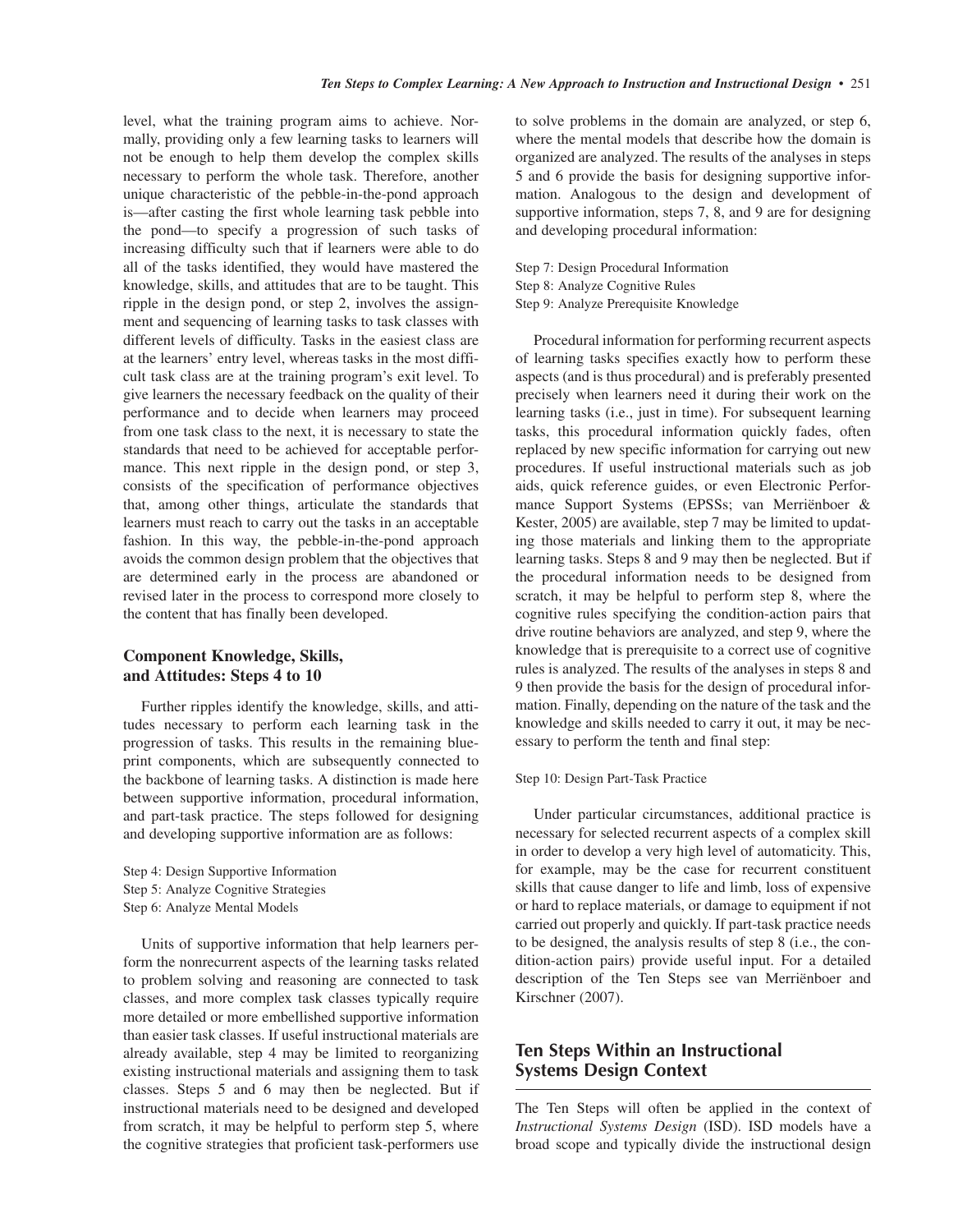level, what the training program aims to achieve. Normally, providing only a few learning tasks to learners will not be enough to help them develop the complex skills necessary to perform the whole task. Therefore, another unique characteristic of the pebble-in-the-pond approach is—after casting the first whole learning task pebble into the pond—to specify a progression of such tasks of increasing difficulty such that if learners were able to do all of the tasks identified, they would have mastered the knowledge, skills, and attitudes that are to be taught. This ripple in the design pond, or step 2, involves the assignment and sequencing of learning tasks to task classes with different levels of difficulty. Tasks in the easiest class are at the learners' entry level, whereas tasks in the most difficult task class are at the training program's exit level. To give learners the necessary feedback on the quality of their performance and to decide when learners may proceed from one task class to the next, it is necessary to state the standards that need to be achieved for acceptable performance. This next ripple in the design pond, or step 3, consists of the specification of performance objectives that, among other things, articulate the standards that learners must reach to carry out the tasks in an acceptable fashion. In this way, the pebble-in-the-pond approach avoids the common design problem that the objectives that are determined early in the process are abandoned or revised later in the process to correspond more closely to the content that has finally been developed.

### Component Knowledge, Skills, and Attitudes: Steps 4 to 10

Further ripples identify the knowledge, skills, and attitudes necessary to perform each learning task in the progression of tasks. This results in the remaining blueprint components, which are subsequently connected to the backbone of learning tasks. A distinction is made here between supportive information, procedural information, and part-task practice. The steps followed for designing and developing supportive information are as follows:

Step 4: Design Supportive Information
Step 5: Analyze Cognitive Strategies
Step 6: Analyze Mental Models

Units of supportive information that help learners perform the nonrecurrent aspects of the learning tasks related to problem solving and reasoning are connected to task classes, and more complex task classes typically require more detailed or more embellished supportive information than easier task classes. If useful instructional materials are already available, step 4 may be limited to reorganizing existing instructional materials and assigning them to task classes. Steps 5 and 6 may then be neglected. But if instructional materials need to be designed and developed from scratch, it may be helpful to perform step 5, where the cognitive strategies that proficient task-performers use to solve problems in the domain are analyzed, or step 6, where the mental models that describe how the domain is organized are analyzed. The results of the analyses in steps 5 and 6 provide the basis for designing supportive information. Analogous to the design and development of supportive information, steps 7, 8, and 9 are for designing and developing procedural information:

Step 7: Design Procedural Information
Step 8: Analyze Cognitive Rules
Step 9: Analyze Prerequisite Knowledge

Procedural information for performing recurrent aspects of learning tasks specifies exactly how to perform these aspects (and is thus procedural) and is preferably presented precisely when learners need it during their work on the learning tasks (i.e., just in time). For subsequent learning tasks, this procedural information quickly fades, often replaced by new specific information for carrying out new procedures. If useful instructional materials such as job aids, quick reference guides, or even Electronic Performance Support Systems (EPSSs; van Merriënboer & Kester, 2005) are available, step 7 may be limited to updating those materials and linking them to the appropriate learning tasks. Steps 8 and 9 may then be neglected. But if the procedural information needs to be designed from scratch, it may be helpful to perform step 8, where the cognitive rules specifying the condition-action pairs that drive routine behaviors are analyzed, and step 9, where the knowledge that is prerequisite to a correct use of cognitive rules is analyzed. The results of the analyses in steps 8 and 9 then provide the basis for the design of procedural information. Finally, depending on the nature of the task and the knowledge and skills needed to carry it out, it may be necessary to perform the tenth and final step:

Step 10: Design Part-Task Practice

Under particular circumstances, additional practice is necessary for selected recurrent aspects of a complex skill in order to develop a very high level of automaticity. This, for example, may be the case for recurrent constituent skills that cause danger to life and limb, loss of expensive or hard to replace materials, or damage to equipment if not carried out properly and quickly. If part-task practice needs to be designed, the analysis results of step 8 (i.e., the condition-action pairs) provide useful input. For a detailed description of the Ten Steps see van Merriënboer and Kirschner (2007).

## Ten Steps Within an Instructional Systems Design Context

The Ten Steps will often be applied in the context of *Instructional Systems Design* (ISD). ISD models have a broad scope and typically divide the instructional design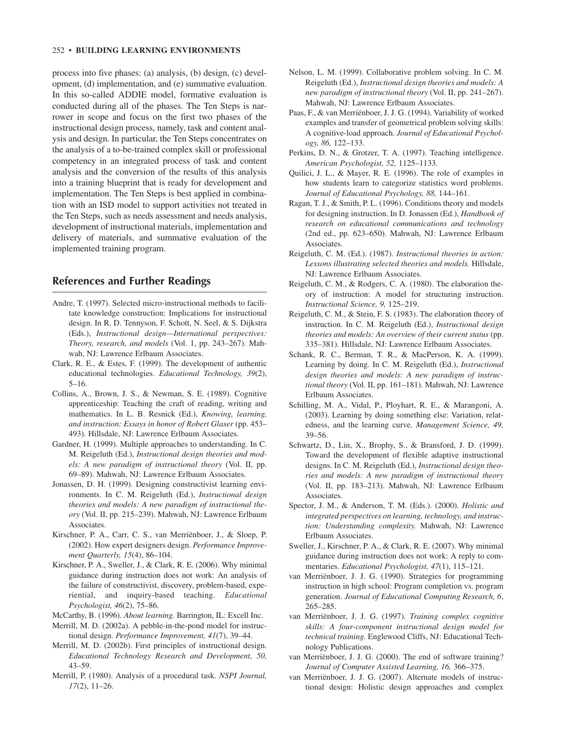process into five phases: (a) analysis, (b) design, (c) development, (d) implementation, and (e) summative evaluation. In this so-called ADDIE model, formative evaluation is conducted during all of the phases. The Ten Steps is narrower in scope and focus on the first two phases of the instructional design process, namely, task and content analysis and design. In particular, the Ten Steps concentrates on the analysis of a to-be-trained complex skill or professional competency in an integrated process of task and content analysis and the conversion of the results of this analysis into a training blueprint that is ready for development and implementation. The Ten Steps is best applied in combination with an ISD model to support activities not treated in the Ten Steps, such as needs assessment and needs analysis, development of instructional materials, implementation and delivery of materials, and summative evaluation of the implemented training program.

## References and Further Readings

Andre, T. (1997). Selected micro-instructional methods to facilitate knowledge construction: Implications for instructional design. In R. D. Tennyson, F. Schott, N. Seel, & S. Dijkstra (Eds.), *Instructional design—International perspectives: Theory, research, and models* (Vol. 1, pp. 243–267). Mahwah, NJ: Lawrence Erlbaum Associates.

Clark, R. E., & Estes, F. (1999). The development of authentic educational technologies. *Educational Technology, 39*(2), 5–16.

Collins, A., Brown, J. S., & Newman, S. E. (1989). Cognitive apprenticeship: Teaching the craft of reading, writing and mathematics. In L. B. Resnick (Ed.), *Knowing, learning, and instruction: Essays in honor of Robert Glaser* (pp. 453–493). Hillsdale, NJ: Lawrence Erlbaum Associates.

Gardner, H. (1999). Multiple approaches to understanding. In C. M. Reigeluth (Ed.), *Instructional design theories and models: A new paradigm of instructional theory* (Vol. II, pp. 69–89). Mahwah, NJ: Lawrence Erlbaum Associates.

Jonassen, D. H. (1999). Designing constructivist learning environments. In C. M. Reigeluth (Ed.), *Instructional design theories and models: A new paradigm of instructional theory* (Vol. II, pp. 215–239). Mahwah, NJ: Lawrence Erlbaum Associates.

Kirschner, P. A., Carr, C. S., van Merriënboer, J., & Sloep, P. (2002). How expert designers design. *Performance Improvement Quarterly, 15*(4), 86–104.

Kirschner, P. A., Sweller, J., & Clark, R. E. (2006). Why minimal guidance during instruction does not work: An analysis of the failure of constructivist, discovery, problem-based, experiential, and inquiry-based teaching. *Educational Psychologist, 46*(2), 75–86.

McCarthy, B. (1996). *About learning.* Barrington, IL: Excell Inc.

Merrill, M. D. (2002a). A pebble-in-the-pond model for instructional design. *Performance Improvement, 41*(7), 39–44.

Merrill, M. D. (2002b). First principles of instructional design. *Educational Technology Research and Development, 50,* 43–59.

Merrill, P. (1980). Analysis of a procedural task. *NSPI Journal, 17*(2), 11–26.

Nelson, L. M. (1999). Collaborative problem solving. In C. M. Reigeluth (Ed.), *Instructional design theories and models: A new paradigm of instructional theory* (Vol. II, pp. 241–267). Mahwah, NJ: Lawrence Erlbaum Associates.

Paas, F., & van Merriënboer, J. J. G. (1994). Variability of worked examples and transfer of geometrical problem solving skills: A cognitive-load approach. *Journal of Educational Psychology, 86,* 122–133.

Perkins, D. N., & Grotzer, T. A. (1997). Teaching intelligence. *American Psychologist, 52,* 1125–1133.

Quilici, J. L., & Mayer, R. E. (1996). The role of examples in how students learn to categorize statistics word problems. *Journal of Educational Psychology, 88,* 144–161.

Ragan, T. J., & Smith, P. L. (1996). Conditions theory and models for designing instruction. In D. Jonassen (Ed.), *Handbook of research on educational communications and technology* (2nd ed., pp. 623–650). Mahwah, NJ: Lawrence Erlbaum Associates.

Reigeluth, C. M. (Ed.). (1987). *Instructional theories in action: Lessons illustrating selected theories and models.* Hillsdale, NJ: Lawrence Erlbaum Associates.

Reigeluth, C. M., & Rodgers, C. A. (1980). The elaboration theory of instruction: A model for structuring instruction. *Instructional Science, 9,* 125–219.

Reigeluth, C. M., & Stein, F. S. (1983). The elaboration theory of instruction. In C. M. Reigeluth (Ed.), *Instructional design theories and models: An overview of their current status* (pp. 335–381). Hillsdale, NJ: Lawrence Erlbaum Associates.

Schank, R. C., Berman, T. R., & MacPerson, K. A. (1999). Learning by doing. In C. M. Reigeluth (Ed.), *Instructional design theories and models: A new paradigm of instructional theory* (Vol. II, pp. 161–181). Mahwah, NJ: Lawrence Erlbaum Associates.

Schilling, M. A., Vidal, P., Ployhart, R. E., & Marangoni, A. (2003). Learning by doing something else: Variation, relatedness, and the learning curve. *Management Science, 49,* 39–56.

Schwartz, D., Lin, X., Brophy, S., & Bransford, J. D. (1999). Toward the development of flexible adaptive instructional designs. In C. M. Reigeluth (Ed.), *Instructional design theories and models: A new paradigm of instructional theory* (Vol. II, pp. 183–213). Mahwah, NJ: Lawrence Erlbaum Associates.

Spector, J. M., & Anderson, T. M. (Eds.). (2000). *Holistic and integrated perspectives on learning, technology, and instruction: Understanding complexity.* Mahwah, NJ: Lawrence Erlbaum Associates.

Sweller, J., Kirschner, P. A., & Clark, R. E. (2007). Why minimal guidance during instruction does not work: A reply to commentaries. *Educational Psychologist, 47*(1), 115–121.

van Merriënboer, J. J. G. (1990). Strategies for programming instruction in high school: Program completion vs. program generation. *Journal of Educational Computing Research, 6*, 265–285.

van Merriënboer, J. J. G. (1997). *Training complex cognitive skills: A four-component instructional design model for technical training.* Englewood Cliffs, NJ: Educational Technology Publications.

van Merriënboer, J. J. G. (2000). The end of software training? *Journal of Computer Assisted Learning, 16,* 366–375.

van Merriënboer, J. J. G. (2007). Alternate models of instructional design: Holistic design approaches and complex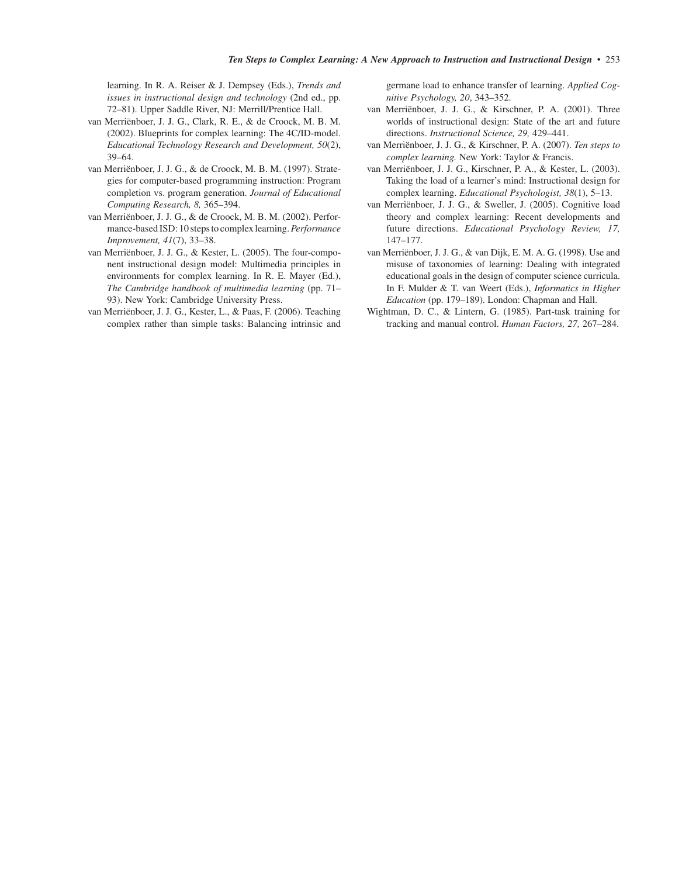learning. In R. A. Reiser & J. Dempsey (Eds.), *Trends and issues in instructional design and technology* (2nd ed., pp. 72–81). Upper Saddle River, NJ: Merrill/Prentice Hall.

van Merriënboer, J. J. G., Clark, R. E., & de Croock, M. B. M. (2002). Blueprints for complex learning: The 4C/ID-model. *Educational Technology Research and Development, 50*(2), 39–64.

van Merriënboer, J. J. G., & de Croock, M. B. M. (1997). Strategies for computer-based programming instruction: Program completion vs. program generation. *Journal of Educational Computing Research, 8,* 365–394.

van Merriënboer, J. J. G., & de Croock, M. B. M. (2002). Performance-based ISD: 10 steps to complex learning. *Performance Improvement, 41*(7), 33–38.

van Merriënboer, J. J. G., & Kester, L. (2005). The four-component instructional design model: Multimedia principles in environments for complex learning. In R. E. Mayer (Ed.), *The Cambridge handbook of multimedia learning* (pp. 71–93). New York: Cambridge University Press.

van Merriënboer, J. J. G., Kester, L., & Paas, F. (2006). Teaching complex rather than simple tasks: Balancing intrinsic and germane load to enhance transfer of learning. *Applied Cognitive Psychology, 20*, 343–352.

van Merriënboer, J. J. G., & Kirschner, P. A. (2001). Three worlds of instructional design: State of the art and future directions. *Instructional Science, 29,* 429–441.

van Merriënboer, J. J. G., & Kirschner, P. A. (2007). *Ten steps to complex learning.* New York: Taylor & Francis.

van Merriënboer, J. J. G., Kirschner, P. A., & Kester, L. (2003). Taking the load of a learner's mind: Instructional design for complex learning. *Educational Psychologist, 38*(1), 5–13.

van Merriënboer, J. J. G., & Sweller, J. (2005). Cognitive load theory and complex learning: Recent developments and future directions. *Educational Psychology Review, 17,* 147–177.

van Merriënboer, J. J. G., & van Dijk, E. M. A. G. (1998). Use and misuse of taxonomies of learning: Dealing with integrated educational goals in the design of computer science curricula. In F. Mulder & T. van Weert (Eds.), *Informatics in Higher Education* (pp. 179–189). London: Chapman and Hall.

Wightman, D. C., & Lintern, G. (1985). Part-task training for tracking and manual control. *Human Factors, 27,* 267–284.